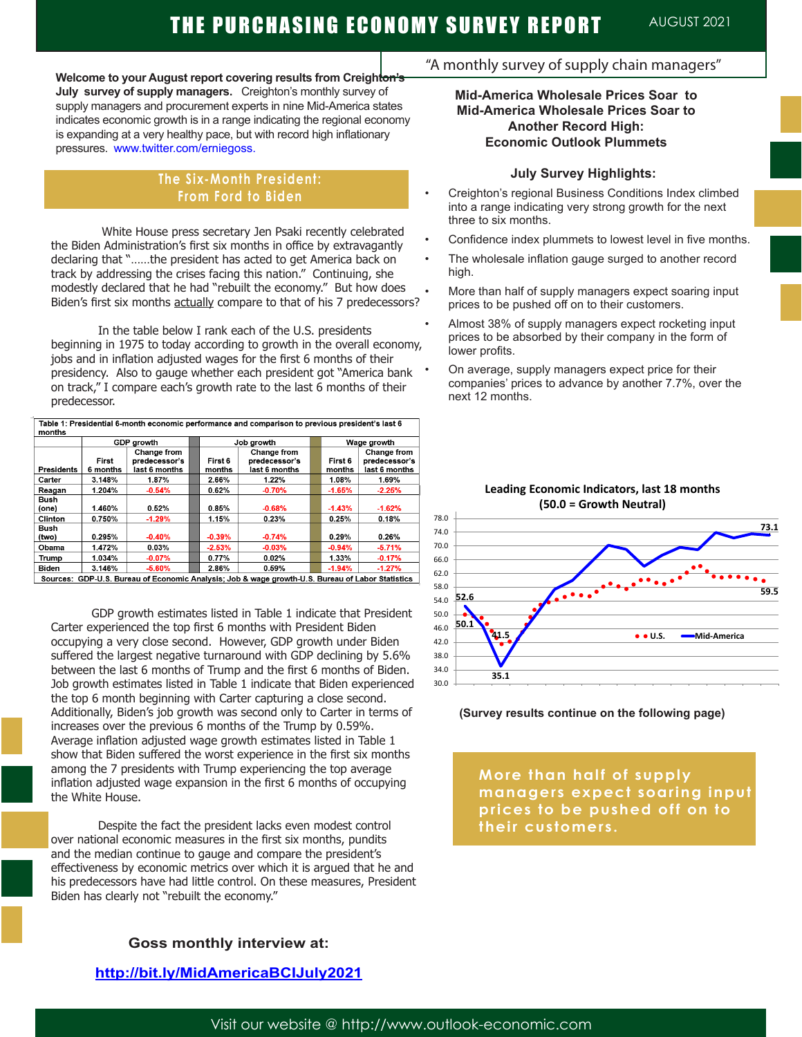# THE PURCHASING ECONOMY SURVEY REPORT

AUGUST 2021

"A monthly survey of supply chain managers"

**Welcome to your August report covering results from Creighton's July survey of supply managers.** Creighton's monthly survey of supply managers and procurement experts in nine Mid-America states indicates economic growth is in a range indicating the regional economy is expanding at a very healthy pace, but with record high inflationary pressures. www.twitter.com/erniegoss.

## The Six-Month President: From Ford to Biden

White House press secretary Jen Psaki recently celebrated the Biden Administration's first six months in office by extravagantly declaring that "……the president has acted to get America back on track by addressing the crises facing this nation." Continuing, she modestly declared that he had "rebuilt the economy." But how does Biden's first six months actually compare to that of his 7 predecessors?

In the table below I rank each of the U.S. presidents beginning in 1975 to today according to growth in the overall economy, jobs and in inflation adjusted wages for the first 6 months of their presidency. Also to gauge whether each president got "America bank on track," I compare each's growth rate to the last 6 months of their predecessor.

Table 1: Presidential 6-month economic performance and comparison to previous president's last 6 months

| Presidents | GDP growth: First 6 months | GDP growth: Change from predecessor's last 6 months | Job growth: First 6 months | Job growth: Change from predecessor's last 6 months | Wage growth: First 6 months | Wage growth: Change from predecessor's last 6 months |
|---|---|---|---|---|---|---|
| Carter | 3.148% | 1.87% | 2.66% | 1.22% | 1.08% | 1.69% |
| Reagan | 1.204% | -0.54% | 0.62% | -0.70% | -1.65% | -2.25% |
| Bush (one) | 1.460% | 0.52% | 0.85% | -0.68% | -1.43% | -1.62% |
| Clinton | 0.750% | -1.29% | 1.15% | 0.23% | 0.25% | 0.18% |
| Bush (two) | 0.295% | -0.40% | -0.39% | -0.74% | 0.29% | 0.26% |
| Obama | 1.472% | 0.03% | -2.53% | -0.03% | -0.94% | -5.71% |
| Trump | 1.034% | -0.07% | 0.77% | 0.02% | 1.33% | -0.17% |
| Biden | 3.146% | -5.60% | 2.86% | 0.59% | -1.94% | -1.27% |

Sources: GDP-U.S. Bureau of Economic Analysis; Job & wage growth-U.S. Bureau of Labor Statistics

GDP growth estimates listed in Table 1 indicate that President Carter experienced the top first 6 months with President Biden occupying a very close second. However, GDP growth under Biden suffered the largest negative turnaround with GDP declining by 5.6% between the last 6 months of Trump and the first 6 months of Biden. Job growth estimates listed in Table 1 indicate that Biden experienced the top 6 month beginning with Carter capturing a close second. Additionally, Biden's job growth was second only to Carter in terms of increases over the previous 6 months of the Trump by 0.59%. Average inflation adjusted wage growth estimates listed in Table 1 show that Biden suffered the worst experience in the first six months among the 7 presidents with Trump experiencing the top average inflation adjusted wage expansion in the first 6 months of occupying the White House.

Despite the fact the president lacks even modest control over national economic measures in the first six months, pundits and the median continue to gauge and compare the president's effectiveness by economic metrics over which it is argued that he and his predecessors have had little control. On these measures, President Biden has clearly not "rebuilt the economy."

**Goss monthly interview at:**

**http://bit.ly/MidAmericaBCIJuly2021**

## Mid-America Wholesale Prices Soar to Mid-America Wholesale Prices Soar to Another Record High: Economic Outlook Plummets

### July Survey Highlights:

- Creighton's regional Business Conditions Index climbed into a range indicating very strong growth for the next three to six months.
- Confidence index plummets to lowest level in five months.
- The wholesale inflation gauge surged to another record high.
- More than half of supply managers expect soaring input prices to be pushed off on to their customers.
- Almost 38% of supply managers expect rocketing input prices to be absorbed by their company in the form of lower profits.
- On average, supply managers expect price for their companies' prices to advance by another 7.7%, over the next 12 months.

**Leading Economic Indicators, last 18 months (50.0 = Growth Neutral)**

(Survey results continue on the following page)

**More than half of supply managers expect soaring input prices to be pushed off on to their customers.**

Visit our website @ http://www.outlook-economic.com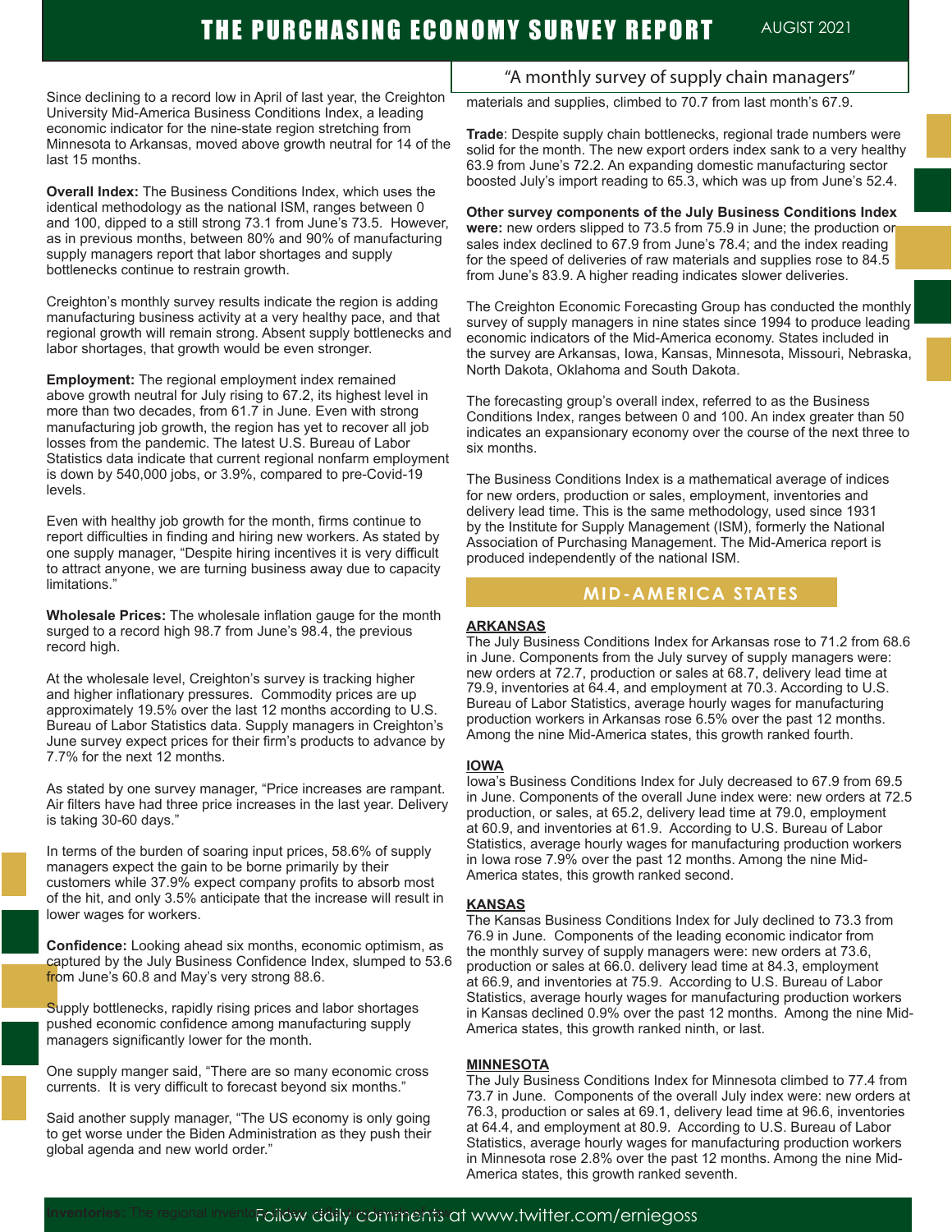# THE PURCHASING ECONOMY SURVEY REPORT

AUGUST 2021

"A monthly survey of supply chain managers"

Since declining to a record low in April of last year, the Creighton University Mid-America Business Conditions Index, a leading economic indicator for the nine-state region stretching from Minnesota to Arkansas, moved above growth neutral for 14 of the last 15 months.

**Overall Index:** The Business Conditions Index, which uses the identical methodology as the national ISM, ranges between 0 and 100, dipped to a still strong 73.1 from June's 73.5. However, as in previous months, between 80% and 90% of manufacturing supply managers report that labor shortages and supply bottlenecks continue to restrain growth.

Creighton's monthly survey results indicate the region is adding manufacturing business activity at a very healthy pace, and that regional growth will remain strong. Absent supply bottlenecks and labor shortages, that growth would be even stronger.

**Employment:** The regional employment index remained above growth neutral for July rising to 67.2, its highest level in more than two decades, from 61.7 in June. Even with strong manufacturing job growth, the region has yet to recover all job losses from the pandemic. The latest U.S. Bureau of Labor Statistics data indicate that current regional nonfarm employment is down by 540,000 jobs, or 3.9%, compared to pre-Covid-19 levels.

Even with healthy job growth for the month, firms continue to report difficulties in finding and hiring new workers. As stated by one supply manager, "Despite hiring incentives it is very difficult to attract anyone, we are turning business away due to capacity limitations."

**Wholesale Prices:** The wholesale inflation gauge for the month surged to a record high 98.7 from June's 98.4, the previous record high.

At the wholesale level, Creighton's survey is tracking higher and higher inflationary pressures. Commodity prices are up approximately 19.5% over the last 12 months according to U.S. Bureau of Labor Statistics data. Supply managers in Creighton's June survey expect prices for their firm's products to advance by 7.7% for the next 12 months.

As stated by one survey manager, "Price increases are rampant. Air filters have had three price increases in the last year. Delivery is taking 30-60 days."

In terms of the burden of soaring input prices, 58.6% of supply managers expect the gain to be borne primarily by their customers while 37.9% expect company profits to absorb most of the hit, and only 3.5% anticipate that the increase will result in lower wages for workers.

**Confidence:** Looking ahead six months, economic optimism, as captured by the July Business Confidence Index, slumped to 53.6 from June's 60.8 and May's very strong 88.6.

Supply bottlenecks, rapidly rising prices and labor shortages pushed economic confidence among manufacturing supply managers significantly lower for the month.

One supply manger said, "There are so many economic cross currents. It is very difficult to forecast beyond six months."

Said another supply manager, "The US economy is only going to get worse under the Biden Administration as they push their global agenda and new world order."

**Inventories:** The regional inventory index, reflecting levels of raw materials and supplies, climbed to 70.7 from last month's 67.9.

**Trade**: Despite supply chain bottlenecks, regional trade numbers were solid for the month. The new export orders index sank to a very healthy 63.9 from June's 72.2. An expanding domestic manufacturing sector boosted July's import reading to 65.3, which was up from June's 52.4.

**Other survey components of the July Business Conditions Index were:** new orders slipped to 73.5 from 75.9 in June; the production or sales index declined to 67.9 from June's 78.4; and the index reading for the speed of deliveries of raw materials and supplies rose to 84.5 from June's 83.9. A higher reading indicates slower deliveries.

The Creighton Economic Forecasting Group has conducted the monthly survey of supply managers in nine states since 1994 to produce leading economic indicators of the Mid-America economy. States included in the survey are Arkansas, Iowa, Kansas, Minnesota, Missouri, Nebraska, North Dakota, Oklahoma and South Dakota.

The forecasting group's overall index, referred to as the Business Conditions Index, ranges between 0 and 100. An index greater than 50 indicates an expansionary economy over the course of the next three to six months.

The Business Conditions Index is a mathematical average of indices for new orders, production or sales, employment, inventories and delivery lead time. This is the same methodology, used since 1931 by the Institute for Supply Management (ISM), formerly the National Association of Purchasing Management. The Mid-America report is produced independently of the national ISM.

## MID-AMERICA STATES

### ARKANSAS

The July Business Conditions Index for Arkansas rose to 71.2 from 68.6 in June. Components from the July survey of supply managers were: new orders at 72.7, production or sales at 68.7, delivery lead time at 79.9, inventories at 64.4, and employment at 70.3. According to U.S. Bureau of Labor Statistics, average hourly wages for manufacturing production workers in Arkansas rose 6.5% over the past 12 months. Among the nine Mid-America states, this growth ranked fourth.

### IOWA

Iowa's Business Conditions Index for July decreased to 67.9 from 69.5 in June. Components of the overall June index were: new orders at 72.5 production, or sales, at 65.2, delivery lead time at 79.0, employment at 60.9, and inventories at 61.9. According to U.S. Bureau of Labor Statistics, average hourly wages for manufacturing production workers in Iowa rose 7.9% over the past 12 months. Among the nine Mid-America states, this growth ranked second.

### KANSAS

The Kansas Business Conditions Index for July declined to 73.3 from 76.9 in June. Components of the leading economic indicator from the monthly survey of supply managers were: new orders at 73.6, production or sales at 66.0. delivery lead time at 84.3, employment at 66.9, and inventories at 75.9. According to U.S. Bureau of Labor Statistics, average hourly wages for manufacturing production workers in Kansas declined 0.9% over the past 12 months. Among the nine Mid-America states, this growth ranked ninth, or last.

### MINNESOTA

The July Business Conditions Index for Minnesota climbed to 77.4 from 73.7 in June. Components of the overall July index were: new orders at 76.3, production or sales at 69.1, delivery lead time at 96.6, inventories at 64.4, and employment at 80.9. According to U.S. Bureau of Labor Statistics, average hourly wages for manufacturing production workers in Minnesota rose 2.8% over the past 12 months. Among the nine Mid-America states, this growth ranked seventh.

Follow daily comments at www.twitter.com/erniegoss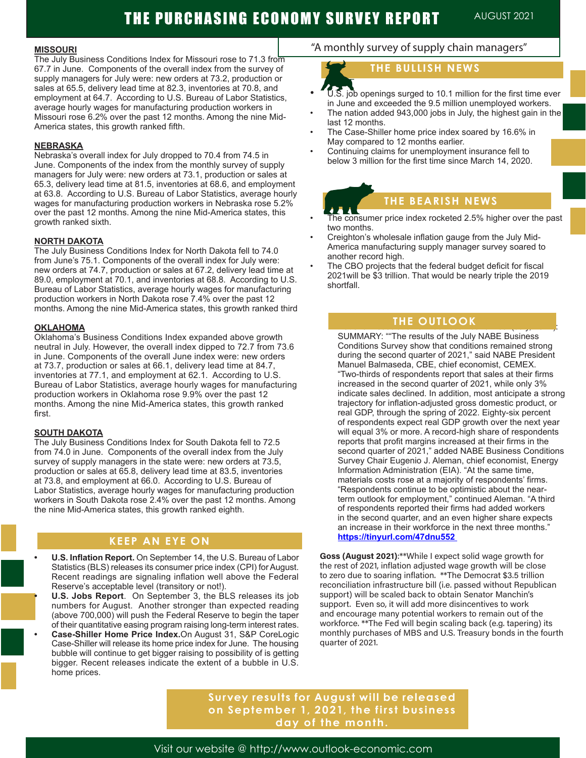# THE PURCHASING ECONOMY SURVEY REPORT

AUGUST 2021

"A monthly survey of supply chain managers"

**MISSOURI**

The July Business Conditions Index for Missouri rose to 71.3 from 67.7 in June. Components of the overall index from the survey of supply managers for July were: new orders at 73.2, production or sales at 65.5, delivery lead time at 82.3, inventories at 70.8, and employment at 64.7. According to U.S. Bureau of Labor Statistics, average hourly wages for manufacturing production workers in Missouri rose 6.2% over the past 12 months. Among the nine Mid-America states, this growth ranked fifth.

**NEBRASKA**

Nebraska's overall index for July dropped to 70.4 from 74.5 in June. Components of the index from the monthly survey of supply managers for July were: new orders at 73.1, production or sales at 65.3, delivery lead time at 81.5, inventories at 68.6, and employment at 63.8. According to U.S. Bureau of Labor Statistics, average hourly wages for manufacturing production workers in Nebraska rose 5.2% over the past 12 months. Among the nine Mid-America states, this growth ranked sixth.

**NORTH DAKOTA**

The July Business Conditions Index for North Dakota fell to 74.0 from June's 75.1. Components of the overall index for July were: new orders at 74.7, production or sales at 67.2, delivery lead time at 89.0, employment at 70.1, and inventories at 68.8. According to U.S. Bureau of Labor Statistics, average hourly wages for manufacturing production workers in North Dakota rose 7.4% over the past 12 months. Among the nine Mid-America states, this growth ranked third

**OKLAHOMA**

Oklahoma's Business Conditions Index expanded above growth neutral in July. However, the overall index dipped to 72.7 from 73.6 in June. Components of the overall June index were: new orders at 73.7, production or sales at 66.1, delivery lead time at 84.7, inventories at 77.1, and employment at 62.1. According to U.S. Bureau of Labor Statistics, average hourly wages for manufacturing production workers in Oklahoma rose 9.9% over the past 12 months. Among the nine Mid-America states, this growth ranked first.

**SOUTH DAKOTA**

The July Business Conditions Index for South Dakota fell to 72.5 from 74.0 in June. Components of the overall index from the July survey of supply managers in the state were: new orders at 73.5, production or sales at 65.8, delivery lead time at 83.5, inventories at 73.8, and employment at 66.0. According to U.S. Bureau of Labor Statistics, average hourly wages for manufacturing production workers in South Dakota rose 2.4% over the past 12 months. Among the nine Mid-America states, this growth ranked eighth.

## KEEP AN EYE ON

- **U.S. Inflation Report.** On September 14, the U.S. Bureau of Labor Statistics (BLS) releases its consumer price index (CPI) for August. Recent readings are signaling inflation well above the Federal Reserve's acceptable level (transitory or not!).
- **U.S. Jobs Report**. On September 3, the BLS releases its job numbers for August. Another stronger than expected reading (above 700,000) will push the Federal Reserve to begin the taper of their quantitative easing program raising long-term interest rates.
- **Case-Shiller Home Price Index.** On August 31, S&P CoreLogic Case-Shiller will release its home price index for June. The housing bubble will continue to get bigger raising to possibility of is getting bigger. Recent releases indicate the extent of a bubble in U.S. home prices.

## THE BULLISH NEWS

- U.S. job openings surged to 10.1 million for the first time ever in June and exceeded the 9.5 million unemployed workers.
- The nation added 943,000 jobs in July, the highest gain in the last 12 months.
- The Case-Shiller home price index soared by 16.6% in May compared to 12 months earlier.
- Continuing claims for unemployment insurance fell to below 3 million for the first time since March 14, 2020.

## THE BEARISH NEWS

- The consumer price index rocketed 2.5% higher over the past two months.
- Creighton's wholesale inflation gauge from the July Mid-America manufacturing supply manager survey soared to another record high.
- The CBO projects that the federal budget deficit for fiscal 2021will be $3 trillion. That would be nearly triple the 2019 shortfall.

## THE OUTLOOK

SUMMARY: ""The results of the July NABE Business Conditions Survey show that conditions remained strong during the second quarter of 2021," said NABE President Manuel Balmaseda, CBE, chief economist, CEMEX. "Two-thirds of respondents report that sales at their firms increased in the second quarter of 2021, while only 3% indicate sales declined. In addition, most anticipate a strong trajectory for inflation-adjusted gross domestic product, or real GDP, through the spring of 2022. Eighty-six percent of respondents expect real GDP growth over the next year will equal 3% or more. A record-high share of respondents reports that profit margins increased at their firms in the second quarter of 2021," added NABE Business Conditions Survey Chair Eugenio J. Aleman, chief economist, Energy Information Administration (EIA). "At the same time, materials costs rose at a majority of respondents' firms. "Respondents continue to be optimistic about the near-term outlook for employment," continued Aleman. "A third of respondents reported their firms had added workers in the second quarter, and an even higher share expects an increase in their workforce in the next three months." **https://tinyurl.com/47dnu552**

**Goss (August 2021)**:**While I expect solid wage growth for the rest of 2021, inflation adjusted wage growth will be close to zero due to soaring inflation. **The Democrat $3.5 trillion reconciliation infrastructure bill (i.e. passed without Republican support) will be scaled back to obtain Senator Manchin's support. Even so, it will add more disincentives to work and encourage many potential workers to remain out of the workforce. **The Fed will begin scaling back (e.g. tapering) its monthly purchases of MBS and U.S. Treasury bonds in the fourth quarter of 2021.

**Survey results for August will be released on September 1, 2021, the first business day of the month.**

Visit our website @ http://www.outlook-economic.com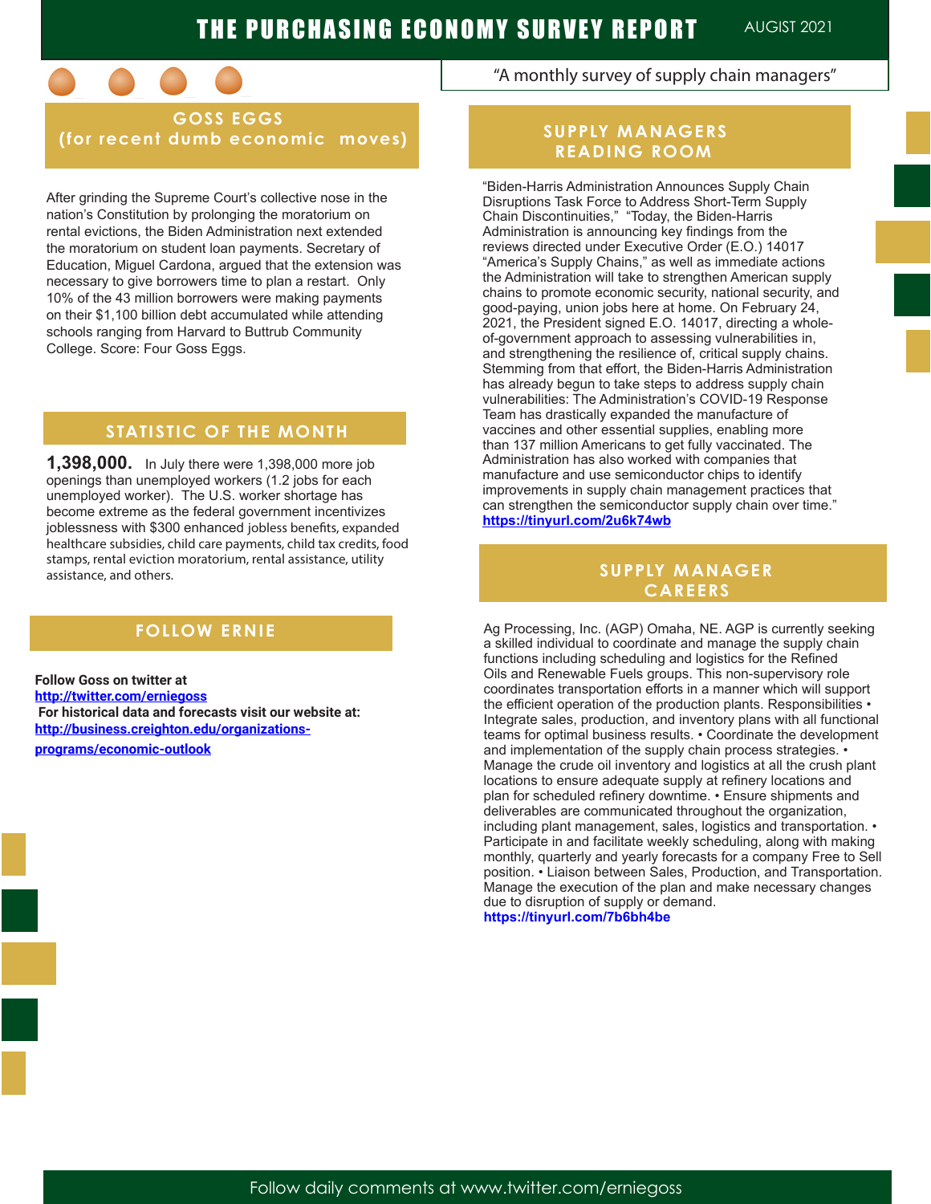# THE PURCHASING ECONOMY SURVEY REPORT

AUGIST 2021

"A monthly survey of supply chain managers"

## GOSS EGGS (for recent dumb economic moves)

After grinding the Supreme Court's collective nose in the nation's Constitution by prolonging the moratorium on rental evictions, the Biden Administration next extended the moratorium on student loan payments. Secretary of Education, Miguel Cardona, argued that the extension was necessary to give borrowers time to plan a restart. Only 10% of the 43 million borrowers were making payments on their $1,100 billion debt accumulated while attending schools ranging from Harvard to Buttrub Community College. Score: Four Goss Eggs.

## STATISTIC OF THE MONTH

**1,398,000.** In July there were 1,398,000 more job openings than unemployed workers (1.2 jobs for each unemployed worker). The U.S. worker shortage has become extreme as the federal government incentivizes joblessness with $300 enhanced jobless benefits, expanded healthcare subsidies, child care payments, child tax credits, food stamps, rental eviction moratorium, rental assistance, utility assistance, and others.

## FOLLOW ERNIE

**Follow Goss on twitter at**
**http://twitter.com/erniegoss**
**For historical data and forecasts visit our website at:**
**http://business.creighton.edu/organizations-programs/economic-outlook**

## SUPPLY MANAGERS READING ROOM

"Biden-Harris Administration Announces Supply Chain Disruptions Task Force to Address Short-Term Supply Chain Discontinuities," "Today, the Biden-Harris Administration is announcing key findings from the reviews directed under Executive Order (E.O.) 14017 "America's Supply Chains," as well as immediate actions the Administration will take to strengthen American supply chains to promote economic security, national security, and good-paying, union jobs here at home. On February 24, 2021, the President signed E.O. 14017, directing a whole-of-government approach to assessing vulnerabilities in, and strengthening the resilience of, critical supply chains. Stemming from that effort, the Biden-Harris Administration has already begun to take steps to address supply chain vulnerabilities: The Administration's COVID-19 Response Team has drastically expanded the manufacture of vaccines and other essential supplies, enabling more than 137 million Americans to get fully vaccinated. The Administration has also worked with companies that manufacture and use semiconductor chips to identify improvements in supply chain management practices that can strengthen the semiconductor supply chain over time." **https://tinyurl.com/2u6k74wb**

## SUPPLY MANAGER CAREERS

Ag Processing, Inc. (AGP) Omaha, NE. AGP is currently seeking a skilled individual to coordinate and manage the supply chain functions including scheduling and logistics for the Refined Oils and Renewable Fuels groups. This non-supervisory role coordinates transportation efforts in a manner which will support the efficient operation of the production plants. Responsibilities • Integrate sales, production, and inventory plans with all functional teams for optimal business results. • Coordinate the development and implementation of the supply chain process strategies. • Manage the crude oil inventory and logistics at all the crush plant locations to ensure adequate supply at refinery locations and plan for scheduled refinery downtime. • Ensure shipments and deliverables are communicated throughout the organization, including plant management, sales, logistics and transportation. • Participate in and facilitate weekly scheduling, along with making monthly, quarterly and yearly forecasts for a company Free to Sell position. • Liaison between Sales, Production, and Transportation. Manage the execution of the plan and make necessary changes due to disruption of supply or demand. **https://tinyurl.com/7b6bh4be**

Follow daily comments at www.twitter.com/erniegoss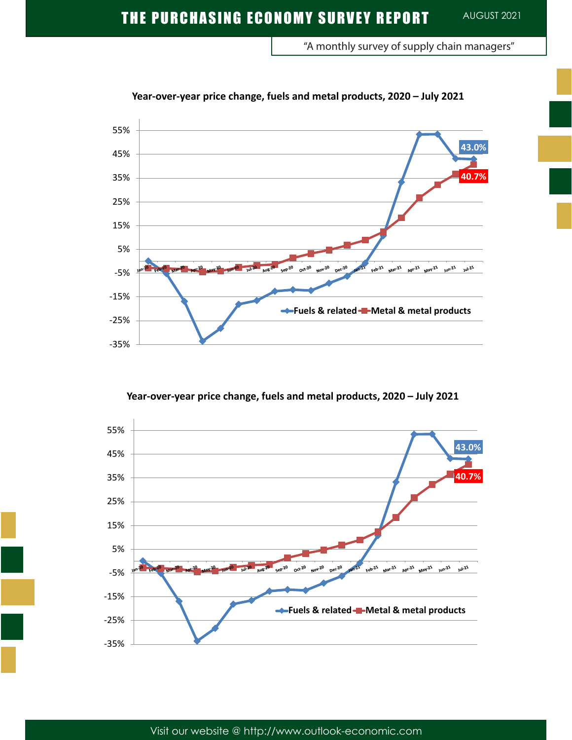# THE PURCHASING ECONOMY SURVEY REPORT

AUGUST 2021

"A monthly survey of supply chain managers"

**Year-over-year price change, fuels and metal products, 2020 – July 2021**

55%
45%
35%
25%
15%
5%
-5%
-15%
-25%
-35%

Jan-20 Feb-20 Mar-20 Apr-20 May-20 Jun-20 Jul-20 Aug-20 Sep-20 Oct-20 Nov-20 Dec-20 Jan-21 Feb-21 Mar-21 Apr-21 May-21 Jun-21 Jul-21

43.0%
40.7%

Fuels & related
Metal & metal products

**Year-over-year price change, fuels and metal products, 2020 – July 2021**

55%
45%
35%
25%
15%
5%
-5%
-15%
-25%
-35%

Jan-20 Feb-20 Mar-20 Apr-20 May-20 Jun-20 Jul-20 Aug-20 Sep-20 Oct-20 Nov-20 Dec-20 Jan-21 Feb-21 Mar-21 Apr-21 May-21 Jun-21 Jul-21

43.0%
40.7%

Fuels & related
Metal & metal products

Visit our website @ http://www.outlook-economic.com